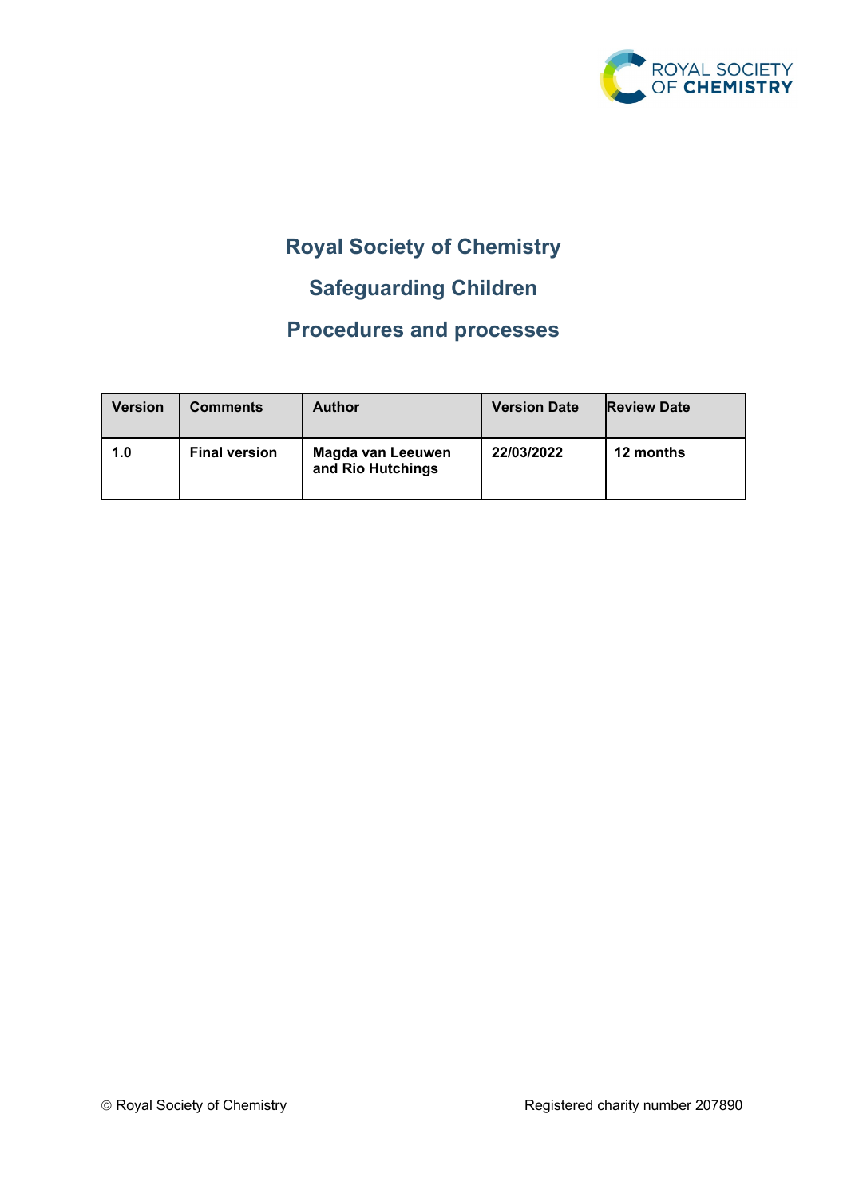# Royal Society of Chemistry

# Safeguarding Children

# Procedures and processes

| Version | Comments | Author | Version Date | Review Date |
|---|---|---|---|---|
| 1.0 | Final version | Magda van Leeuwen and Rio Hutchings | 22/03/2022 | 12 months |

© Royal Society of Chemistry

Registered charity number 207890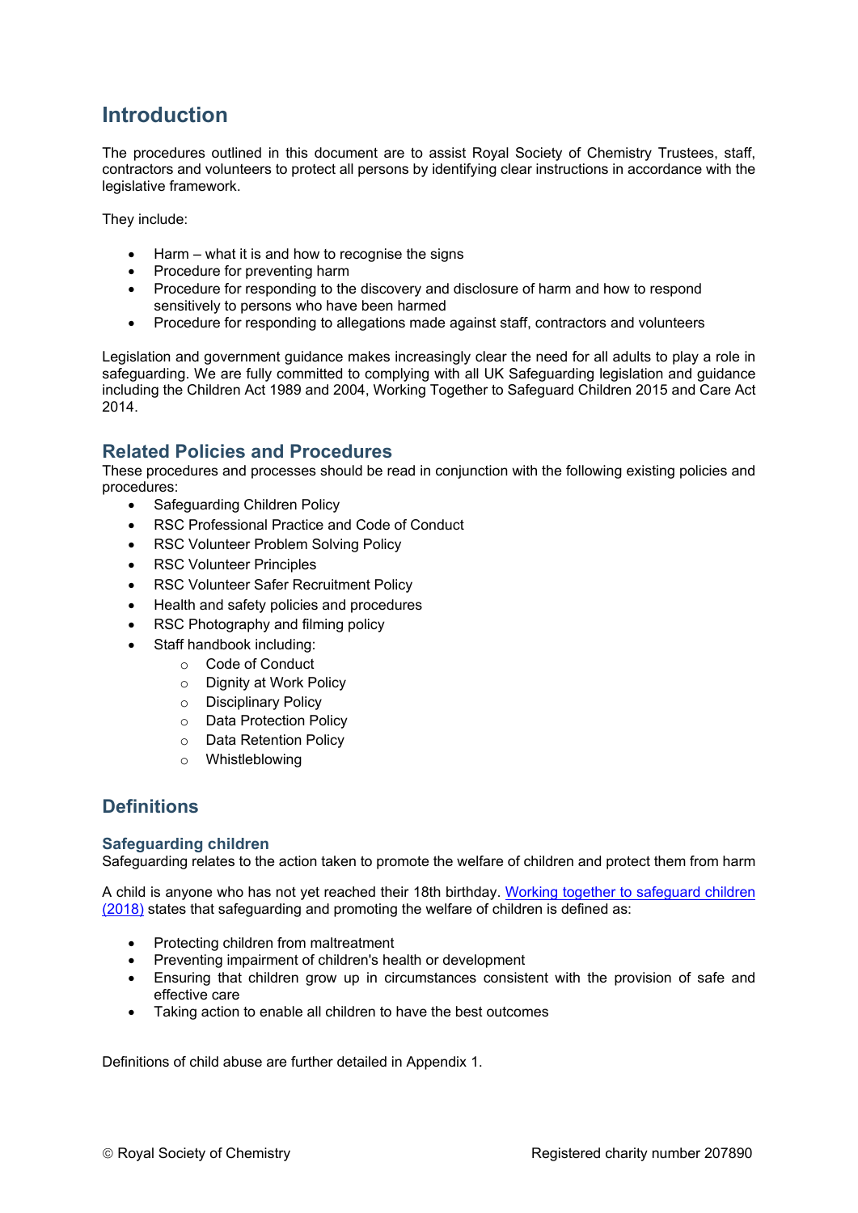## Introduction

The procedures outlined in this document are to assist Royal Society of Chemistry Trustees, staff, contractors and volunteers to protect all persons by identifying clear instructions in accordance with the legislative framework.

They include:

- Harm – what it is and how to recognise the signs
- Procedure for preventing harm
- Procedure for responding to the discovery and disclosure of harm and how to respond sensitively to persons who have been harmed
- Procedure for responding to allegations made against staff, contractors and volunteers

Legislation and government guidance makes increasingly clear the need for all adults to play a role in safeguarding. We are fully committed to complying with all UK Safeguarding legislation and guidance including the Children Act 1989 and 2004, Working Together to Safeguard Children 2015 and Care Act 2014.

### Related Policies and Procedures

These procedures and processes should be read in conjunction with the following existing policies and procedures:

- Safeguarding Children Policy
- RSC Professional Practice and Code of Conduct
- RSC Volunteer Problem Solving Policy
- RSC Volunteer Principles
- RSC Volunteer Safer Recruitment Policy
- Health and safety policies and procedures
- RSC Photography and filming policy
- Staff handbook including:
  - Code of Conduct
  - Dignity at Work Policy
  - Disciplinary Policy
  - Data Protection Policy
  - Data Retention Policy
  - Whistleblowing

## Definitions

### Safeguarding children

Safeguarding relates to the action taken to promote the welfare of children and protect them from harm

A child is anyone who has not yet reached their 18th birthday. Working together to safeguard children (2018) states that safeguarding and promoting the welfare of children is defined as:

- Protecting children from maltreatment
- Preventing impairment of children's health or development
- Ensuring that children grow up in circumstances consistent with the provision of safe and effective care
- Taking action to enable all children to have the best outcomes

Definitions of child abuse are further detailed in Appendix 1.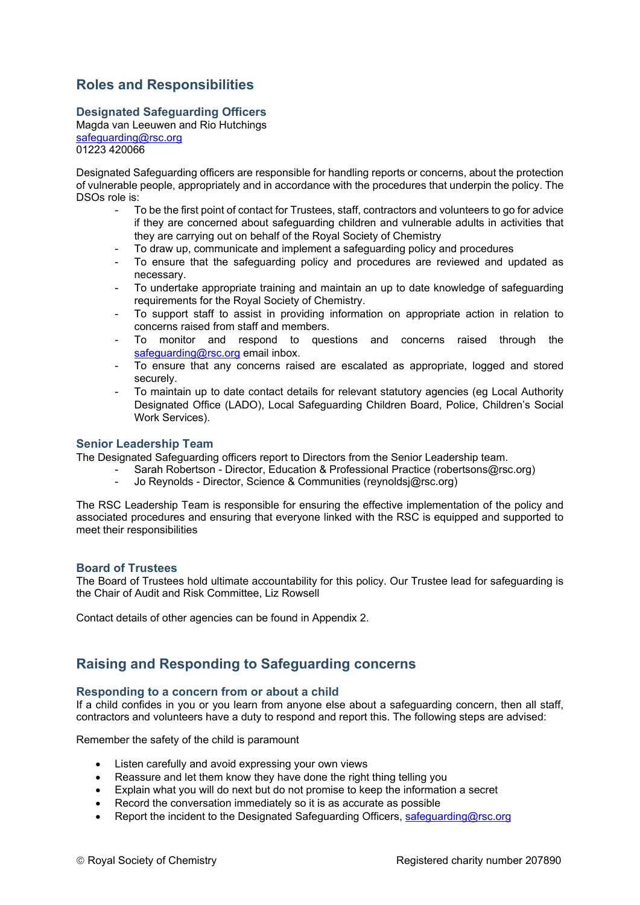## Roles and Responsibilities

### Designated Safeguarding Officers

Magda van Leeuwen and Rio Hutchings
safeguarding@rsc.org
01223 420066

Designated Safeguarding officers are responsible for handling reports or concerns, about the protection of vulnerable people, appropriately and in accordance with the procedures that underpin the policy. The DSOs role is:

- To be the first point of contact for Trustees, staff, contractors and volunteers to go for advice if they are concerned about safeguarding children and vulnerable adults in activities that they are carrying out on behalf of the Royal Society of Chemistry
- To draw up, communicate and implement a safeguarding policy and procedures
- To ensure that the safeguarding policy and procedures are reviewed and updated as necessary.
- To undertake appropriate training and maintain an up to date knowledge of safeguarding requirements for the Royal Society of Chemistry.
- To support staff to assist in providing information on appropriate action in relation to concerns raised from staff and members.
- To monitor and respond to questions and concerns raised through the safeguarding@rsc.org email inbox.
- To ensure that any concerns raised are escalated as appropriate, logged and stored securely.
- To maintain up to date contact details for relevant statutory agencies (eg Local Authority Designated Office (LADO), Local Safeguarding Children Board, Police, Children's Social Work Services).

### Senior Leadership Team

The Designated Safeguarding officers report to Directors from the Senior Leadership team.

- Sarah Robertson - Director, Education & Professional Practice (robertsons@rsc.org)
- Jo Reynolds - Director, Science & Communities (reynoldsj@rsc.org)

The RSC Leadership Team is responsible for ensuring the effective implementation of the policy and associated procedures and ensuring that everyone linked with the RSC is equipped and supported to meet their responsibilities

### Board of Trustees

The Board of Trustees hold ultimate accountability for this policy. Our Trustee lead for safeguarding is the Chair of Audit and Risk Committee, Liz Rowsell

Contact details of other agencies can be found in Appendix 2.

## Raising and Responding to Safeguarding concerns

### Responding to a concern from or about a child

If a child confides in you or you learn from anyone else about a safeguarding concern, then all staff, contractors and volunteers have a duty to respond and report this. The following steps are advised:

Remember the safety of the child is paramount

- Listen carefully and avoid expressing your own views
- Reassure and let them know they have done the right thing telling you
- Explain what you will do next but do not promise to keep the information a secret
- Record the conversation immediately so it is as accurate as possible
- Report the incident to the Designated Safeguarding Officers, safeguarding@rsc.org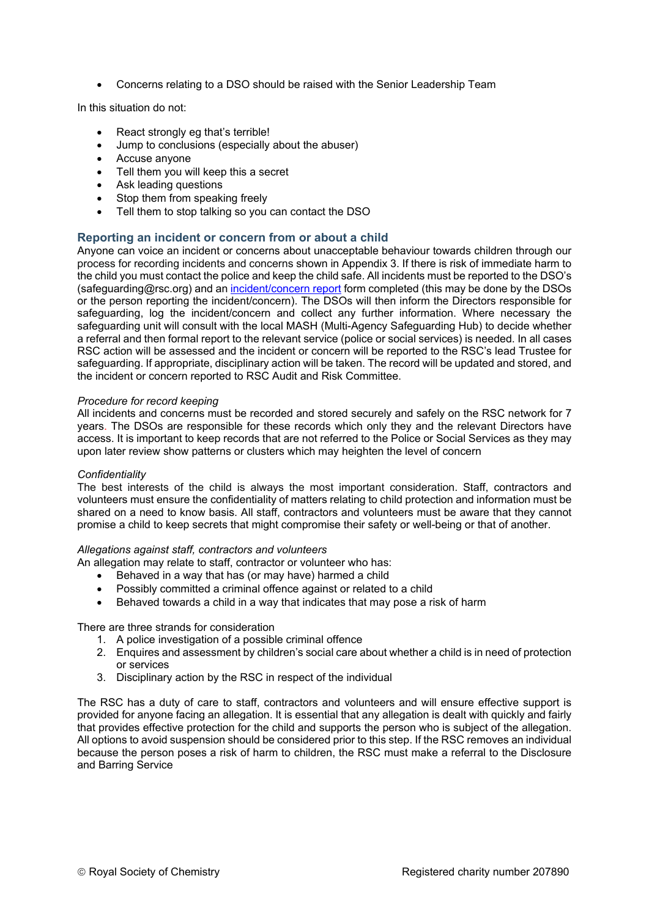- Concerns relating to a DSO should be raised with the Senior Leadership Team

In this situation do not:

- React strongly eg that's terrible!
- Jump to conclusions (especially about the abuser)
- Accuse anyone
- Tell them you will keep this a secret
- Ask leading questions
- Stop them from speaking freely
- Tell them to stop talking so you can contact the DSO

## Reporting an incident or concern from or about a child

Anyone can voice an incident or concerns about unacceptable behaviour towards children through our process for recording incidents and concerns shown in Appendix 3. If there is risk of immediate harm to the child you must contact the police and keep the child safe. All incidents must be reported to the DSO's (safeguarding@rsc.org) and an [incident/concern report]() form completed (this may be done by the DSOs or the person reporting the incident/concern). The DSOs will then inform the Directors responsible for safeguarding, log the incident/concern and collect any further information. Where necessary the safeguarding unit will consult with the local MASH (Multi-Agency Safeguarding Hub) to decide whether a referral and then formal report to the relevant service (police or social services) is needed. In all cases RSC action will be assessed and the incident or concern will be reported to the RSC's lead Trustee for safeguarding. If appropriate, disciplinary action will be taken. The record will be updated and stored, and the incident or concern reported to RSC Audit and Risk Committee.

*Procedure for record keeping*

All incidents and concerns must be recorded and stored securely and safely on the RSC network for 7 years. The DSOs are responsible for these records which only they and the relevant Directors have access. It is important to keep records that are not referred to the Police or Social Services as they may upon later review show patterns or clusters which may heighten the level of concern

*Confidentiality*

The best interests of the child is always the most important consideration. Staff, contractors and volunteers must ensure the confidentiality of matters relating to child protection and information must be shared on a need to know basis. All staff, contractors and volunteers must be aware that they cannot promise a child to keep secrets that might compromise their safety or well-being or that of another.

*Allegations against staff, contractors and volunteers*

An allegation may relate to staff, contractor or volunteer who has:

- Behaved in a way that has (or may have) harmed a child
- Possibly committed a criminal offence against or related to a child
- Behaved towards a child in a way that indicates that may pose a risk of harm

There are three strands for consideration

1. A police investigation of a possible criminal offence
2. Enquires and assessment by children's social care about whether a child is in need of protection or services
3. Disciplinary action by the RSC in respect of the individual

The RSC has a duty of care to staff, contractors and volunteers and will ensure effective support is provided for anyone facing an allegation. It is essential that any allegation is dealt with quickly and fairly that provides effective protection for the child and supports the person who is subject of the allegation. All options to avoid suspension should be considered prior to this step. If the RSC removes an individual because the person poses a risk of harm to children, the RSC must make a referral to the Disclosure and Barring Service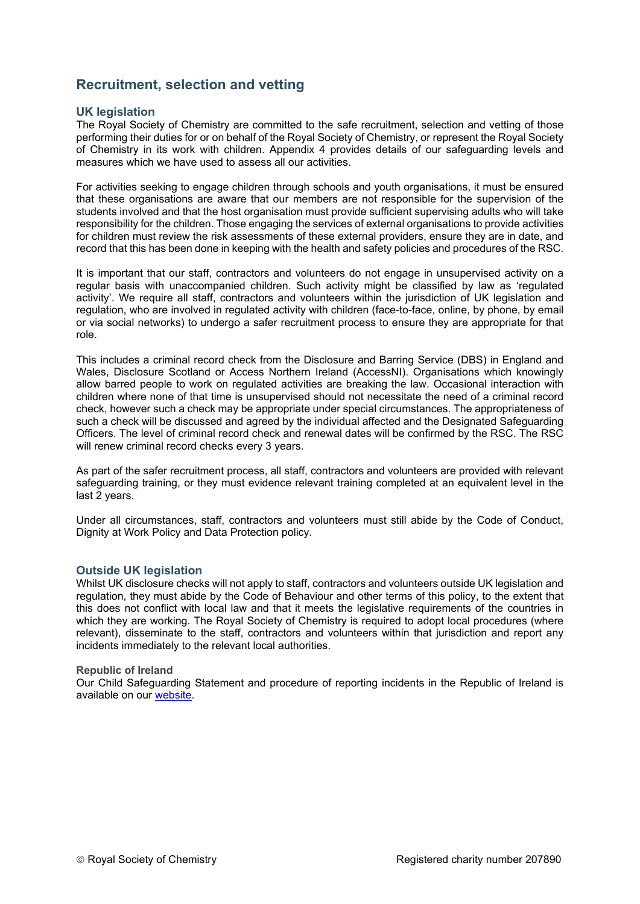## Recruitment, selection and vetting

### UK legislation

The Royal Society of Chemistry are committed to the safe recruitment, selection and vetting of those performing their duties for or on behalf of the Royal Society of Chemistry, or represent the Royal Society of Chemistry in its work with children. Appendix 4 provides details of our safeguarding levels and measures which we have used to assess all our activities.

For activities seeking to engage children through schools and youth organisations, it must be ensured that these organisations are aware that our members are not responsible for the supervision of the students involved and that the host organisation must provide sufficient supervising adults who will take responsibility for the children. Those engaging the services of external organisations to provide activities for children must review the risk assessments of these external providers, ensure they are in date, and record that this has been done in keeping with the health and safety policies and procedures of the RSC.

It is important that our staff, contractors and volunteers do not engage in unsupervised activity on a regular basis with unaccompanied children. Such activity might be classified by law as 'regulated activity'. We require all staff, contractors and volunteers within the jurisdiction of UK legislation and regulation, who are involved in regulated activity with children (face-to-face, online, by phone, by email or via social networks) to undergo a safer recruitment process to ensure they are appropriate for that role.

This includes a criminal record check from the Disclosure and Barring Service (DBS) in England and Wales, Disclosure Scotland or Access Northern Ireland (AccessNI). Organisations which knowingly allow barred people to work on regulated activities are breaking the law. Occasional interaction with children where none of that time is unsupervised should not necessitate the need of a criminal record check, however such a check may be appropriate under special circumstances. The appropriateness of such a check will be discussed and agreed by the individual affected and the Designated Safeguarding Officers. The level of criminal record check and renewal dates will be confirmed by the RSC. The RSC will renew criminal record checks every 3 years.

As part of the safer recruitment process, all staff, contractors and volunteers are provided with relevant safeguarding training, or they must evidence relevant training completed at an equivalent level in the last 2 years.

Under all circumstances, staff, contractors and volunteers must still abide by the Code of Conduct, Dignity at Work Policy and Data Protection policy.

### Outside UK legislation

Whilst UK disclosure checks will not apply to staff, contractors and volunteers outside UK legislation and regulation, they must abide by the Code of Behaviour and other terms of this policy, to the extent that this does not conflict with local law and that it meets the legislative requirements of the countries in which they are working. The Royal Society of Chemistry is required to adopt local procedures (where relevant), disseminate to the staff, contractors and volunteers within that jurisdiction and report any incidents immediately to the relevant local authorities.

#### Republic of Ireland

Our Child Safeguarding Statement and procedure of reporting incidents in the Republic of Ireland is available on our website.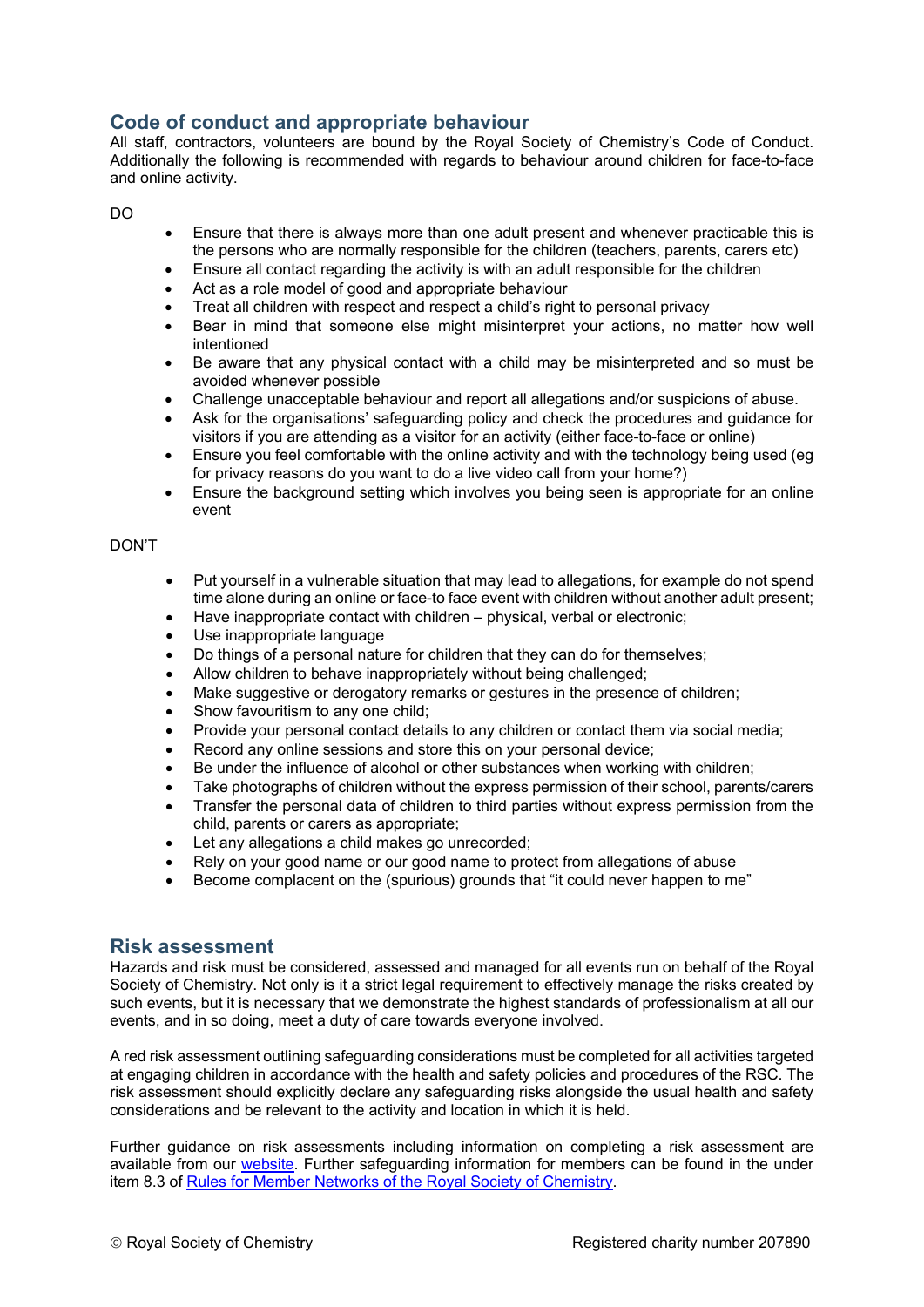## Code of conduct and appropriate behaviour

All staff, contractors, volunteers are bound by the Royal Society of Chemistry's Code of Conduct. Additionally the following is recommended with regards to behaviour around children for face-to-face and online activity.

DO

- Ensure that there is always more than one adult present and whenever practicable this is the persons who are normally responsible for the children (teachers, parents, carers etc)
- Ensure all contact regarding the activity is with an adult responsible for the children
- Act as a role model of good and appropriate behaviour
- Treat all children with respect and respect a child's right to personal privacy
- Bear in mind that someone else might misinterpret your actions, no matter how well intentioned
- Be aware that any physical contact with a child may be misinterpreted and so must be avoided whenever possible
- Challenge unacceptable behaviour and report all allegations and/or suspicions of abuse.
- Ask for the organisations' safeguarding policy and check the procedures and guidance for visitors if you are attending as a visitor for an activity (either face-to-face or online)
- Ensure you feel comfortable with the online activity and with the technology being used (eg for privacy reasons do you want to do a live video call from your home?)
- Ensure the background setting which involves you being seen is appropriate for an online event

DON'T

- Put yourself in a vulnerable situation that may lead to allegations, for example do not spend time alone during an online or face-to face event with children without another adult present;
- Have inappropriate contact with children – physical, verbal or electronic;
- Use inappropriate language
- Do things of a personal nature for children that they can do for themselves;
- Allow children to behave inappropriately without being challenged;
- Make suggestive or derogatory remarks or gestures in the presence of children;
- Show favouritism to any one child;
- Provide your personal contact details to any children or contact them via social media;
- Record any online sessions and store this on your personal device;
- Be under the influence of alcohol or other substances when working with children;
- Take photographs of children without the express permission of their school, parents/carers
- Transfer the personal data of children to third parties without express permission from the child, parents or carers as appropriate;
- Let any allegations a child makes go unrecorded;
- Rely on your good name or our good name to protect from allegations of abuse
- Become complacent on the (spurious) grounds that "it could never happen to me"

## Risk assessment

Hazards and risk must be considered, assessed and managed for all events run on behalf of the Royal Society of Chemistry. Not only is it a strict legal requirement to effectively manage the risks created by such events, but it is necessary that we demonstrate the highest standards of professionalism at all our events, and in so doing, meet a duty of care towards everyone involved.

A red risk assessment outlining safeguarding considerations must be completed for all activities targeted at engaging children in accordance with the health and safety policies and procedures of the RSC. The risk assessment should explicitly declare any safeguarding risks alongside the usual health and safety considerations and be relevant to the activity and location in which it is held.

Further guidance on risk assessments including information on completing a risk assessment are available from our website. Further safeguarding information for members can be found in the under item 8.3 of Rules for Member Networks of the Royal Society of Chemistry.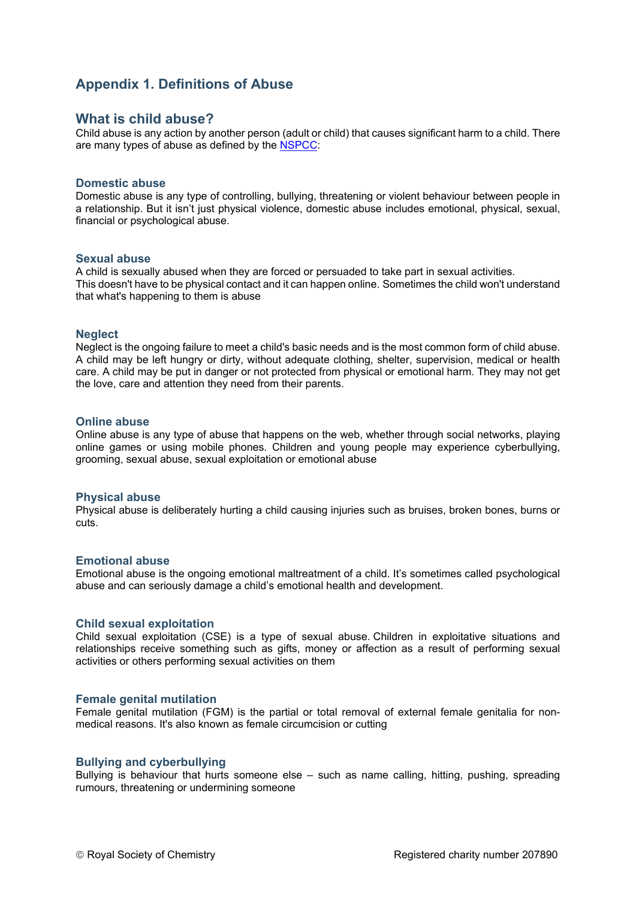## Appendix 1. Definitions of Abuse

## What is child abuse?

Child abuse is any action by another person (adult or child) that causes significant harm to a child. There are many types of abuse as defined by the NSPCC:

### Domestic abuse

Domestic abuse is any type of controlling, bullying, threatening or violent behaviour between people in a relationship. But it isn't just physical violence, domestic abuse includes emotional, physical, sexual, financial or psychological abuse.

### Sexual abuse

A child is sexually abused when they are forced or persuaded to take part in sexual activities. This doesn't have to be physical contact and it can happen online. Sometimes the child won't understand that what's happening to them is abuse

### Neglect

Neglect is the ongoing failure to meet a child's basic needs and is the most common form of child abuse. A child may be left hungry or dirty, without adequate clothing, shelter, supervision, medical or health care. A child may be put in danger or not protected from physical or emotional harm. They may not get the love, care and attention they need from their parents.

### Online abuse

Online abuse is any type of abuse that happens on the web, whether through social networks, playing online games or using mobile phones. Children and young people may experience cyberbullying, grooming, sexual abuse, sexual exploitation or emotional abuse

### Physical abuse

Physical abuse is deliberately hurting a child causing injuries such as bruises, broken bones, burns or cuts.

### Emotional abuse

Emotional abuse is the ongoing emotional maltreatment of a child. It's sometimes called psychological abuse and can seriously damage a child's emotional health and development.

### Child sexual exploitation

Child sexual exploitation (CSE) is a type of sexual abuse. Children in exploitative situations and relationships receive something such as gifts, money or affection as a result of performing sexual activities or others performing sexual activities on them

### Female genital mutilation

Female genital mutilation (FGM) is the partial or total removal of external female genitalia for non-medical reasons. It's also known as female circumcision or cutting

### Bullying and cyberbullying

Bullying is behaviour that hurts someone else – such as name calling, hitting, pushing, spreading rumours, threatening or undermining someone

© Royal Society of Chemistry Registered charity number 207890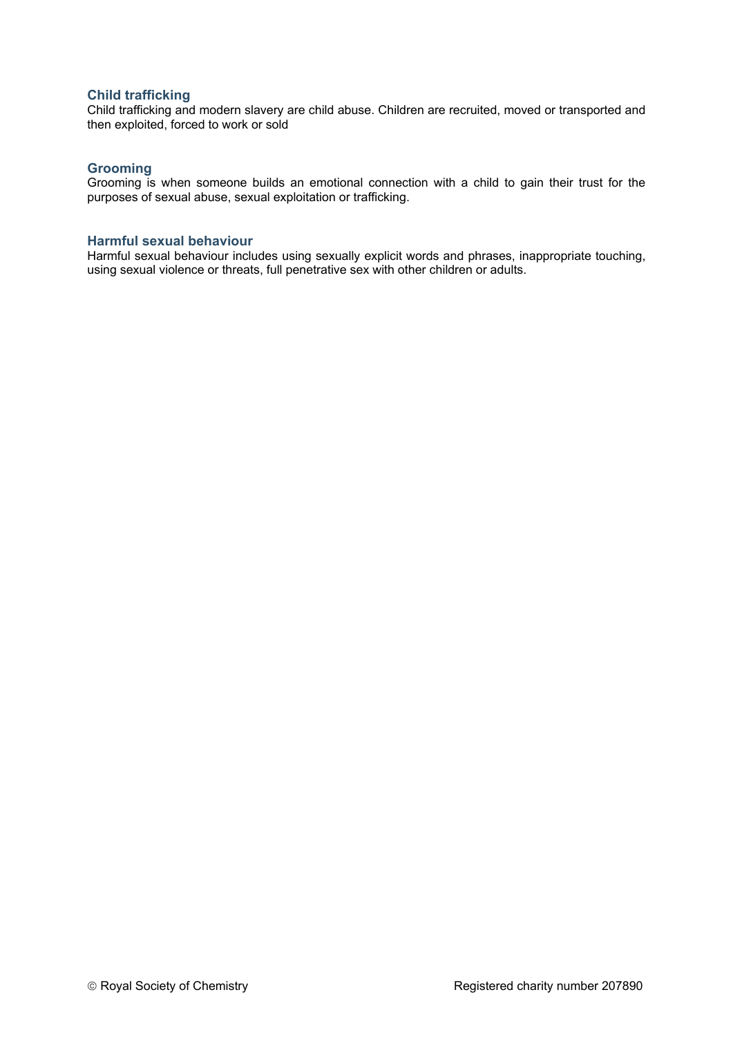### Child trafficking

Child trafficking and modern slavery are child abuse. Children are recruited, moved or transported and then exploited, forced to work or sold

### Grooming

Grooming is when someone builds an emotional connection with a child to gain their trust for the purposes of sexual abuse, sexual exploitation or trafficking.

### Harmful sexual behaviour

Harmful sexual behaviour includes using sexually explicit words and phrases, inappropriate touching, using sexual violence or threats, full penetrative sex with other children or adults.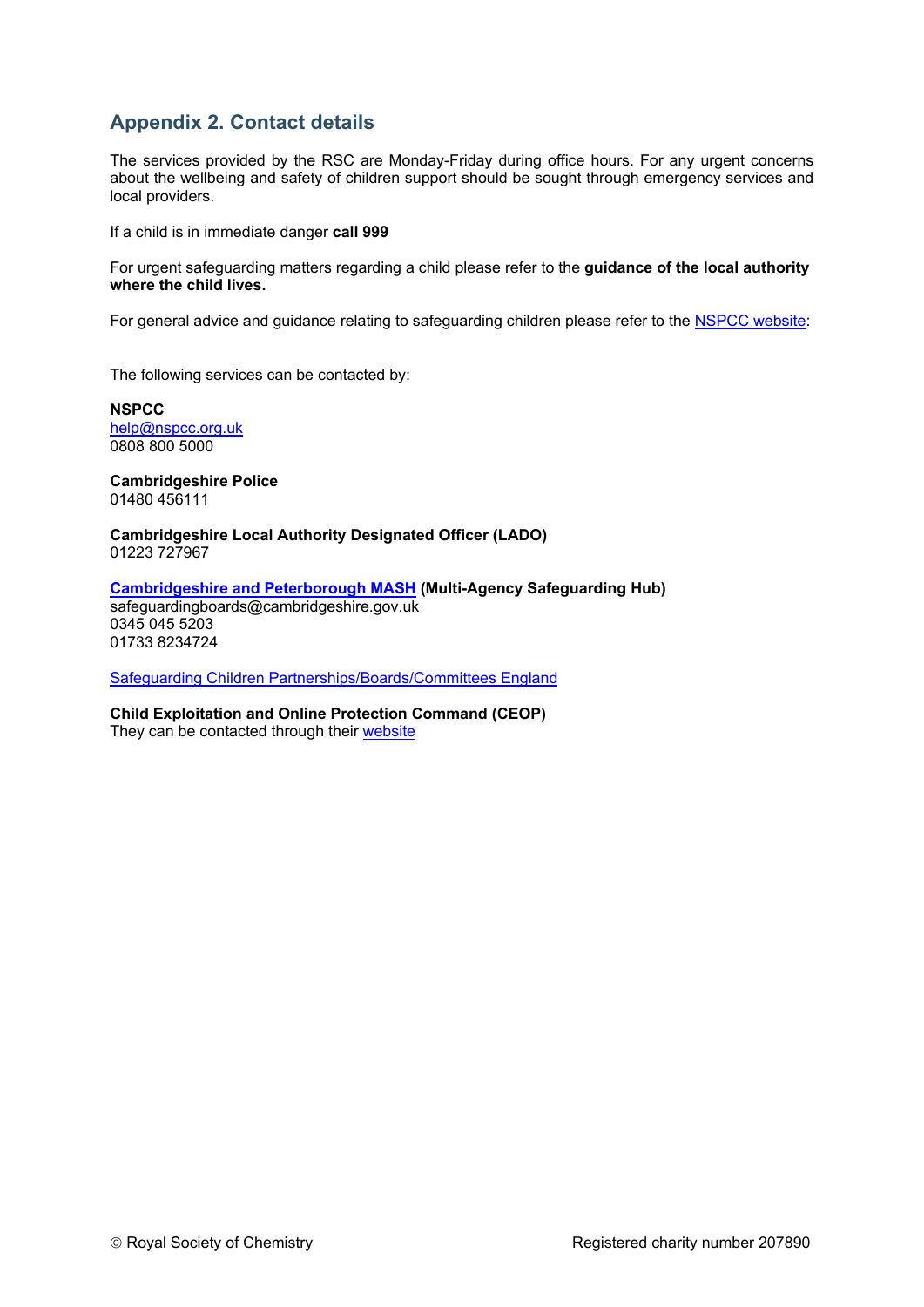## Appendix 2. Contact details

The services provided by the RSC are Monday-Friday during office hours. For any urgent concerns about the wellbeing and safety of children support should be sought through emergency services and local providers.

If a child is in immediate danger **call 999**

For urgent safeguarding matters regarding a child please refer to the **guidance of the local authority where the child lives.**

For general advice and guidance relating to safeguarding children please refer to the NSPCC website:

The following services can be contacted by:

**NSPCC**
help@nspcc.org.uk
0808 800 5000

**Cambridgeshire Police**
01480 456111

**Cambridgeshire Local Authority Designated Officer (LADO)**
01223 727967

**Cambridgeshire and Peterborough MASH (Multi-Agency Safeguarding Hub)**
safeguardingboards@cambridgeshire.gov.uk
0345 045 5203
01733 8234724

Safeguarding Children Partnerships/Boards/Committees England

**Child Exploitation and Online Protection Command (CEOP)**
They can be contacted through their website

© Royal Society of Chemistry Registered charity number 207890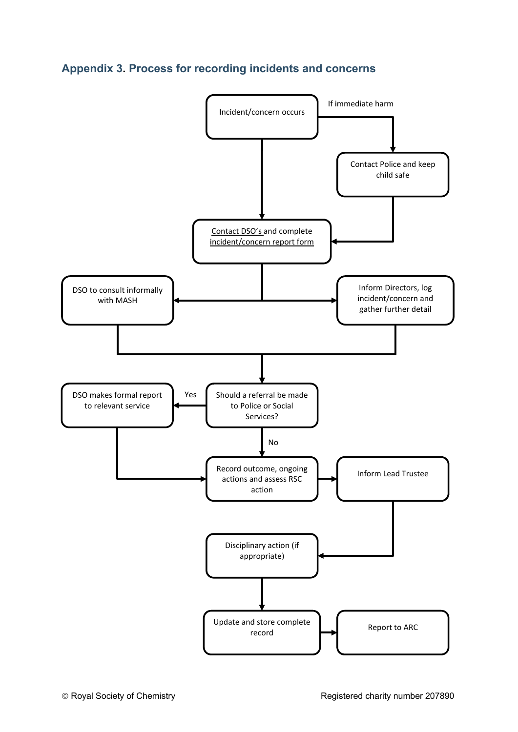## Appendix 3. Process for recording incidents and concerns

- Incident/concern occurs
  - If immediate harm: Contact Police and keep child safe
- Contact DSO's and complete incident/concern report form
- DSO to consult informally with MASH
- Inform Directors, log incident/concern and gather further detail
- Should a referral be made to Police or Social Services?
  - Yes: DSO makes formal report to relevant service
  - No: Record outcome, ongoing actions and assess RSC action
- Record outcome, ongoing actions and assess RSC action
- Inform Lead Trustee
- Disciplinary action (if appropriate)
- Update and store complete record
- Report to ARC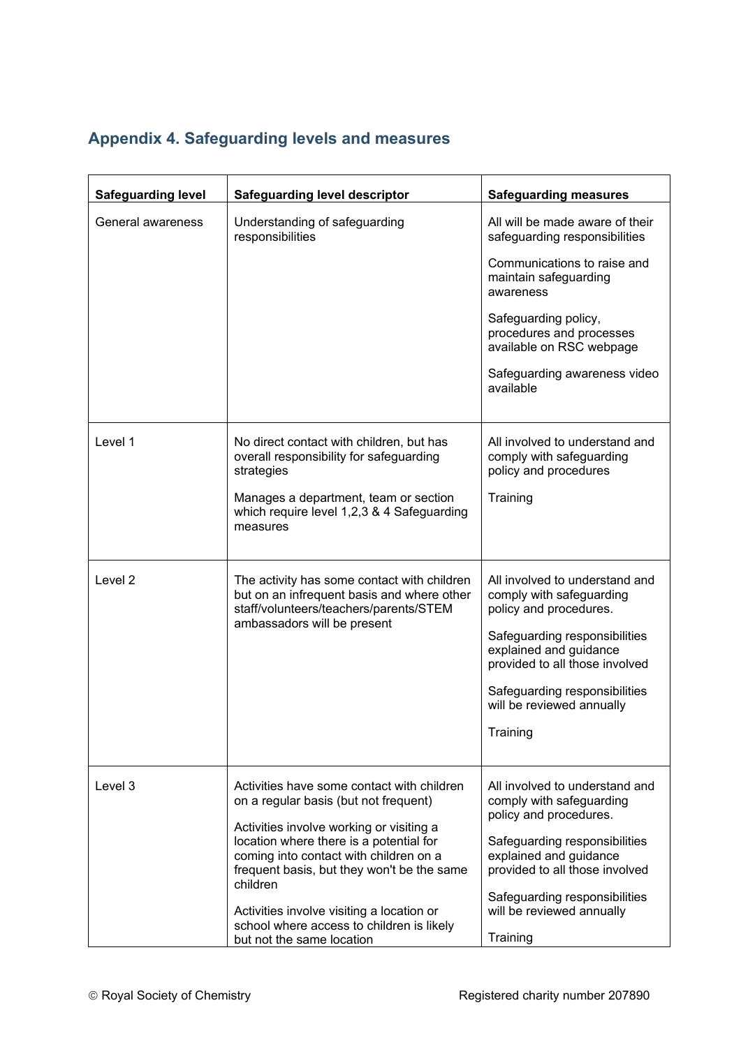## Appendix 4. Safeguarding levels and measures

| Safeguarding level | Safeguarding level descriptor | Safeguarding measures |
|---|---|---|
| General awareness | Understanding of safeguarding responsibilities | All will be made aware of their safeguarding responsibilities<br><br>Communications to raise and maintain safeguarding awareness<br><br>Safeguarding policy, procedures and processes available on RSC webpage<br><br>Safeguarding awareness video available |
| Level 1 | No direct contact with children, but has overall responsibility for safeguarding strategies<br><br>Manages a department, team or section which require level 1,2,3 & 4 Safeguarding measures | All involved to understand and comply with safeguarding policy and procedures<br><br>Training |
| Level 2 | The activity has some contact with children but on an infrequent basis and where other staff/volunteers/teachers/parents/STEM ambassadors will be present | All involved to understand and comply with safeguarding policy and procedures.<br><br>Safeguarding responsibilities explained and guidance provided to all those involved<br><br>Safeguarding responsibilities will be reviewed annually<br><br>Training |
| Level 3 | Activities have some contact with children on a regular basis (but not frequent)<br><br>Activities involve working or visiting a location where there is a potential for coming into contact with children on a frequent basis, but they won't be the same children<br><br>Activities involve visiting a location or school where access to children is likely but not the same location | All involved to understand and comply with safeguarding policy and procedures.<br><br>Safeguarding responsibilities explained and guidance provided to all those involved<br><br>Safeguarding responsibilities will be reviewed annually<br><br>Training |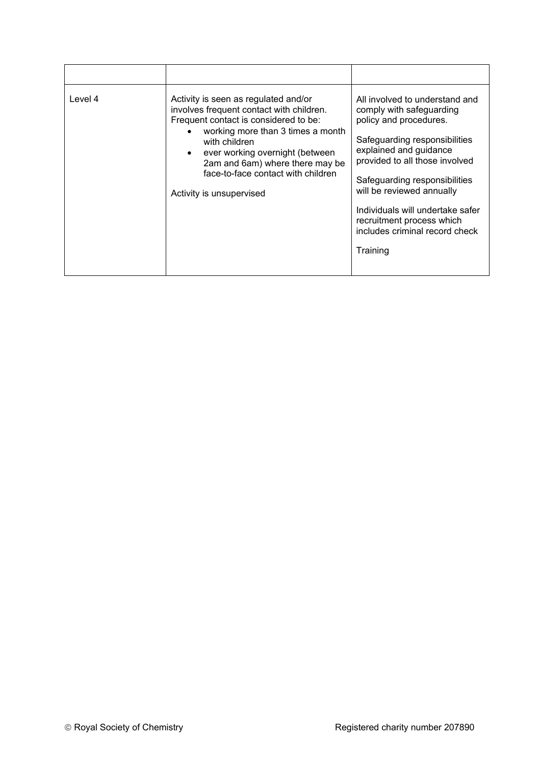| | | |
|---|---|---|
| Level 4 | Activity is seen as regulated and/or involves frequent contact with children. Frequent contact is considered to be:<br>• working more than 3 times a month with children<br>• ever working overnight (between 2am and 6am) where there may be face-to-face contact with children<br><br>Activity is unsupervised | All involved to understand and comply with safeguarding policy and procedures.<br><br>Safeguarding responsibilities explained and guidance provided to all those involved<br><br>Safeguarding responsibilities will be reviewed annually<br><br>Individuals will undertake safer recruitment process which includes criminal record check<br><br>Training |